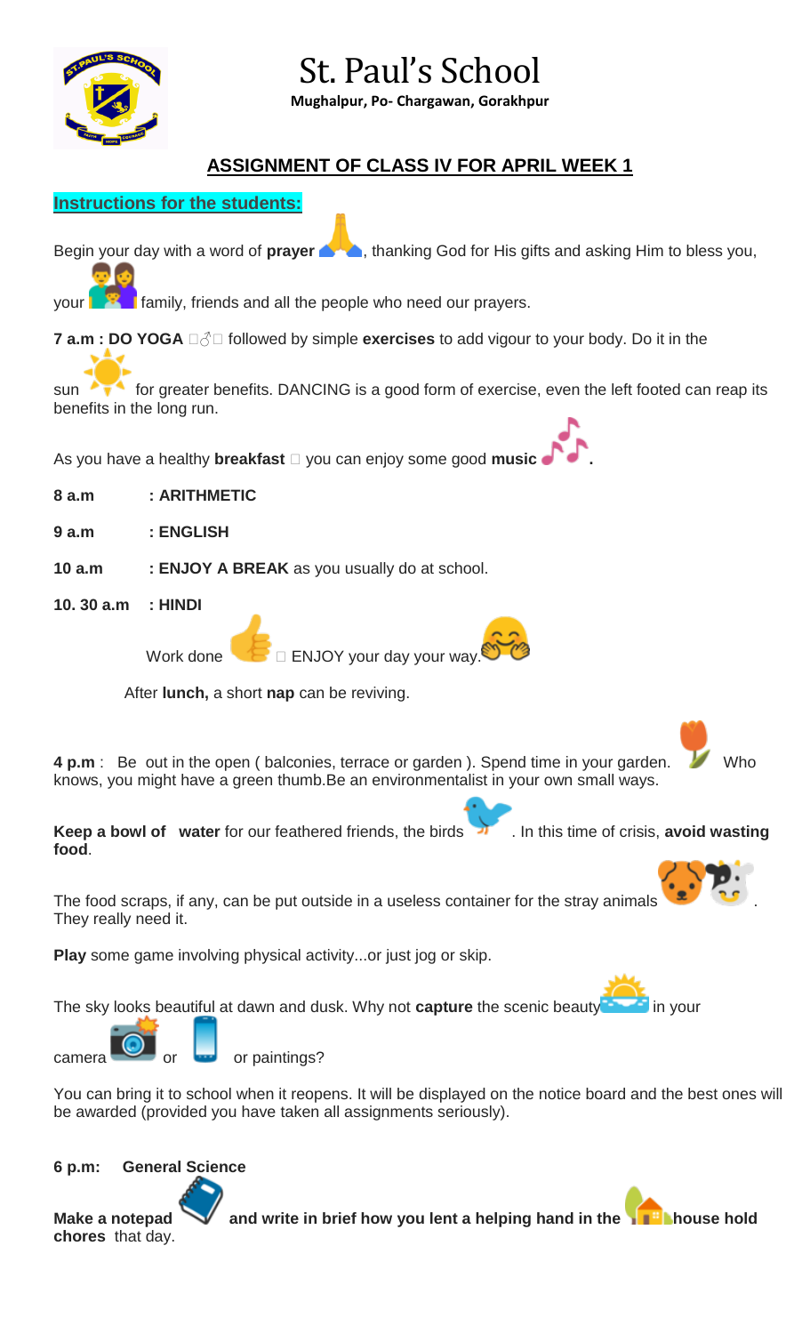# St. Paul's School

**Mughalpur, Po- Chargawan, Gorakhpur**

## ASSIGNMENT OF CLASS IV FOR APRIL WEEK 1

**Instructions for the students:**

Begin your day with a word of **prayer**, thanking God for His gifts and asking Him to bless you, your family, friends and all the people who need our prayers.

**7 a.m : DO YOGA** followed by simple **exercises** to add vigour to your body. Do it in the sun for greater benefits. DANCING is a good form of exercise, even the left footed can reap its benefits in the long run.

As you have a healthy **breakfast** you can enjoy some good **music**.

**8 a.m : ARITHMETIC**

**9 a.m : ENGLISH**

**10 a.m : ENJOY A BREAK** as you usually do at school.

**10. 30 a.m : HINDI**

Work done ENJOY your day your way.

After **lunch,** a short **nap** can be reviving.

**4 p.m** : Be out in the open ( balconies, terrace or garden ). Spend time in your garden. Who knows, you might have a green thumb.Be an environmentalist in your own small ways.

**Keep a bowl of water** for our feathered friends, the birds. In this time of crisis, **avoid wasting food**.

The food scraps, if any, can be put outside in a useless container for the stray animals. They really need it.

**Play** some game involving physical activity...or just jog or skip.

The sky looks beautiful at dawn and dusk. Why not **capture** the scenic beauty in your camera or or paintings?

You can bring it to school when it reopens. It will be displayed on the notice board and the best ones will be awarded (provided you have taken all assignments seriously).

**6 p.m: General Science**

**Make a notepad and write in brief how you lent a helping hand in the house hold chores** that day.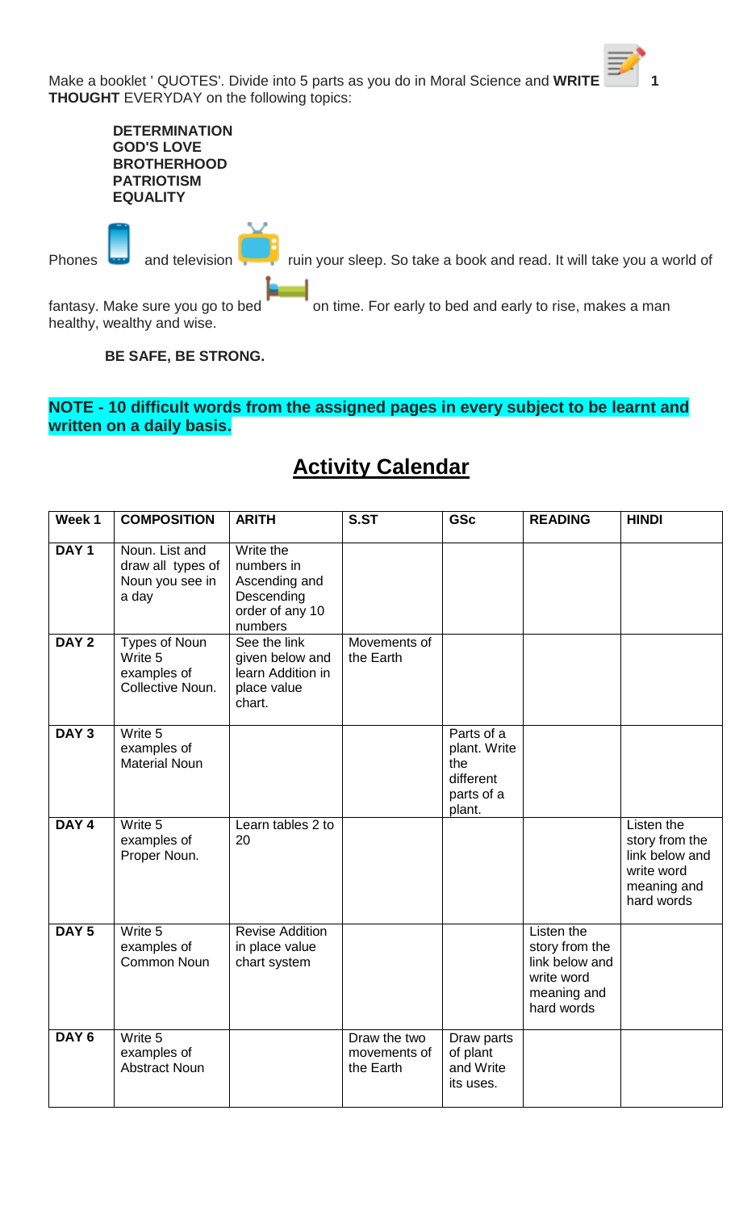Make a booklet ' QUOTES'. Divide into 5 parts as you do in Moral Science and **WRITE 1 THOUGHT** EVERYDAY on the following topics:

**DETERMINATION**
**GOD'S LOVE**
**BROTHERHOOD**
**PATRIOTISM**
**EQUALITY**

Phones and television ruin your sleep. So take a book and read. It will take you a world of fantasy. Make sure you go to bed on time. For early to bed and early to rise, makes a man healthy, wealthy and wise.

**BE SAFE, BE STRONG.**

**NOTE - 10 difficult words from the assigned pages in every subject to be learnt and written on a daily basis.**

## Activity Calendar

| Week 1 | COMPOSITION | ARITH | S.ST | GSc | READING | HINDI |
|---|---|---|---|---|---|---|
| DAY 1 | Noun. List and draw all types of Noun you see in a day | Write the numbers in Ascending and Descending order of any 10 numbers | | | | |
| DAY 2 | Types of Noun Write 5 examples of Collective Noun. | See the link given below and learn Addition in place value chart. | Movements of the Earth | | | |
| DAY 3 | Write 5 examples of Material Noun | | | Parts of a plant. Write the different parts of a plant. | | |
| DAY 4 | Write 5 examples of Proper Noun. | Learn tables 2 to 20 | | | | Listen the story from the link below and write word meaning and hard words |
| DAY 5 | Write 5 examples of Common Noun | Revise Addition in place value chart system | | | Listen the story from the link below and write word meaning and hard words | |
| DAY 6 | Write 5 examples of Abstract Noun | | Draw the two movements of the Earth | Draw parts of plant and Write its uses. | | |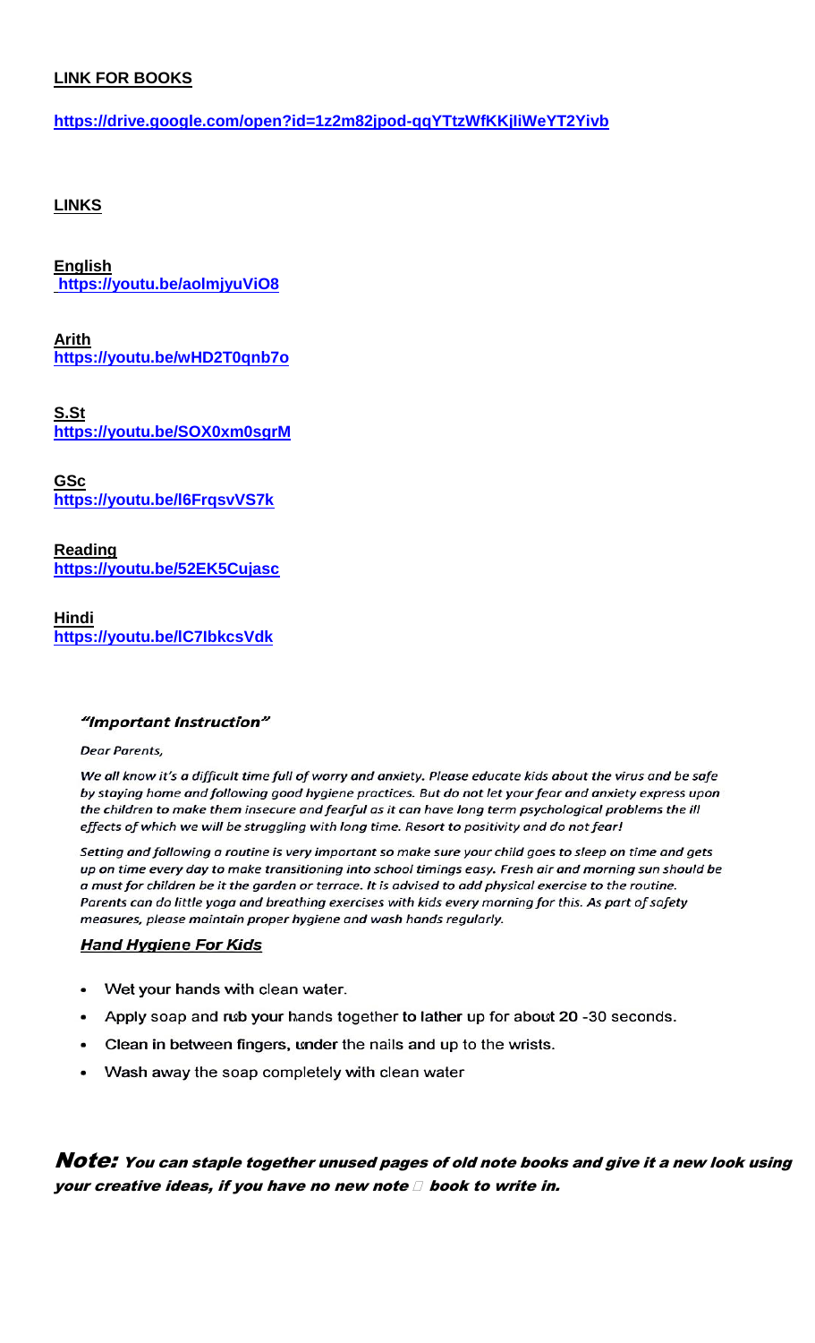**LINK FOR BOOKS**

**https://drive.google.com/open?id=1z2m82jpod-qqYTtzWfKKjIiWeYT2Yivb**

**LINKS**

**English**
**https://youtu.be/aolmjyuViO8**

**Arith**
**https://youtu.be/wHD2T0qnb7o**

**S.St**
**https://youtu.be/SOX0xm0sgrM**

**GSc**
**https://youtu.be/I6FrqsvVS7k**

**Reading**
**https://youtu.be/52EK5Cujasc**

**Hindi**
**https://youtu.be/lC7IbkcsVdk**

***"Important Instruction"***

*Dear Parents,*

*We all know it's a difficult time full of worry and anxiety. Please educate kids about the virus and be safe by staying home and following good hygiene practices. But do not let your fear and anxiety express upon the children to make them insecure and fearful as it can have long term psychological problems the ill effects of which we will be struggling with long time. Resort to positivity and do not fear!*

*Setting and following a routine is very important so make sure your child goes to sleep on time and gets up on time every day to make transitioning into school timings easy. Fresh air and morning sun should be a must for children be it the garden or terrace. It is advised to add physical exercise to the routine. Parents can do little yoga and breathing exercises with kids every morning for this. As part of safety measures, please maintain proper hygiene and wash hands regularly.*

***Hand Hygiene For Kids***

- Wet your hands with clean water.
- Apply soap and rub your hands together to lather up for about 20 -30 seconds.
- Clean in between fingers, under the nails and up to the wrists.
- Wash away the soap completely with clean water

***Note: You can staple together unused pages of old note books and give it a new look using your creative ideas, if you have no new note book to write in.***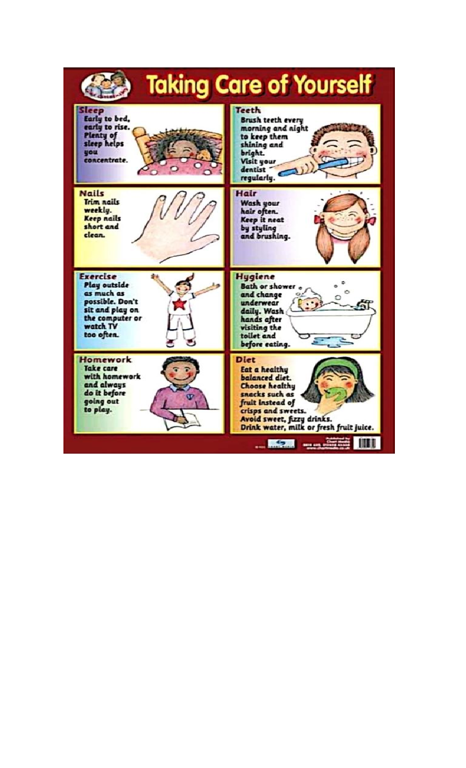# Taking Care of Yourself

## Sleep

Early to bed, early to rise. Plenty of sleep helps you concentrate.

## Teeth

Brush teeth every morning and night to keep them shining and bright. Visit your dentist regularly.

## Nails

Trim nails weekly. Keep nails short and clean.

## Hair

Wash your hair often. Keep it neat by styling and brushing.

## Exercise

Play outside as much as possible. Don't sit and play on the computer or watch TV too often.

## Hygiene

Bath or shower and change underwear daily. Wash hands after visiting the toilet and before eating.

## Homework

Take care with homework and always do it before going out to play.

## Diet

Eat a healthy balanced diet. Choose healthy snacks such as fruit instead of crisps and sweets. Avoid sweet, fizzy drinks. Drink water, milk or fresh fruit juice.